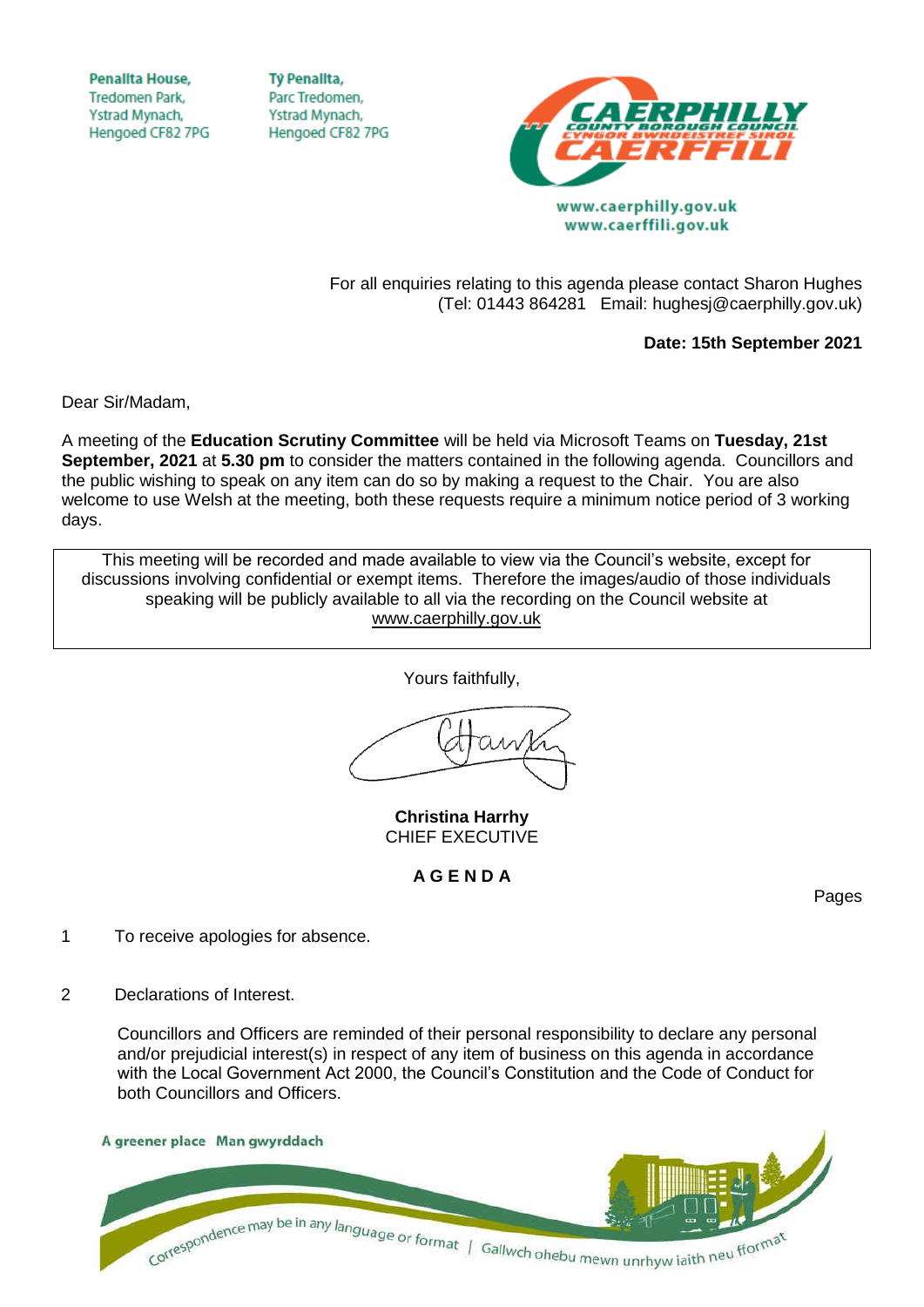Penallta House,
Tredomen Park,
Ystrad Mynach,
Hengoed CF82 7PG

Tŷ Penallta,
Parc Tredomen,
Ystrad Mynach,
Hengoed CF82 7PG

CAERPHILLY COUNTY BOROUGH COUNCIL
CYNGOR BWRDEISTREF SIROL CAERFFILI

www.caerphilly.gov.uk
www.caerffili.gov.uk

For all enquiries relating to this agenda please contact Sharon Hughes
(Tel: 01443 864281 Email: hughesj@caerphilly.gov.uk)

**Date: 15th September 2021**

Dear Sir/Madam,

A meeting of the **Education Scrutiny Committee** will be held via Microsoft Teams on **Tuesday, 21st September, 2021** at **5.30 pm** to consider the matters contained in the following agenda. Councillors and the public wishing to speak on any item can do so by making a request to the Chair. You are also welcome to use Welsh at the meeting, both these requests require a minimum notice period of 3 working days.

This meeting will be recorded and made available to view via the Council's website, except for discussions involving confidential or exempt items. Therefore the images/audio of those individuals speaking will be publicly available to all via the recording on the Council website at www.caerphilly.gov.uk

Yours faithfully,

**Christina Harrhy**
CHIEF EXECUTIVE

**A G E N D A**

Pages

1 To receive apologies for absence.

2 Declarations of Interest.

Councillors and Officers are reminded of their personal responsibility to declare any personal and/or prejudicial interest(s) in respect of any item of business on this agenda in accordance with the Local Government Act 2000, the Council's Constitution and the Code of Conduct for both Councillors and Officers.

A greener place Man gwyrddach

Correspondence may be in any language or format | Gallwch ohebu mewn unrhyw iaith neu fformat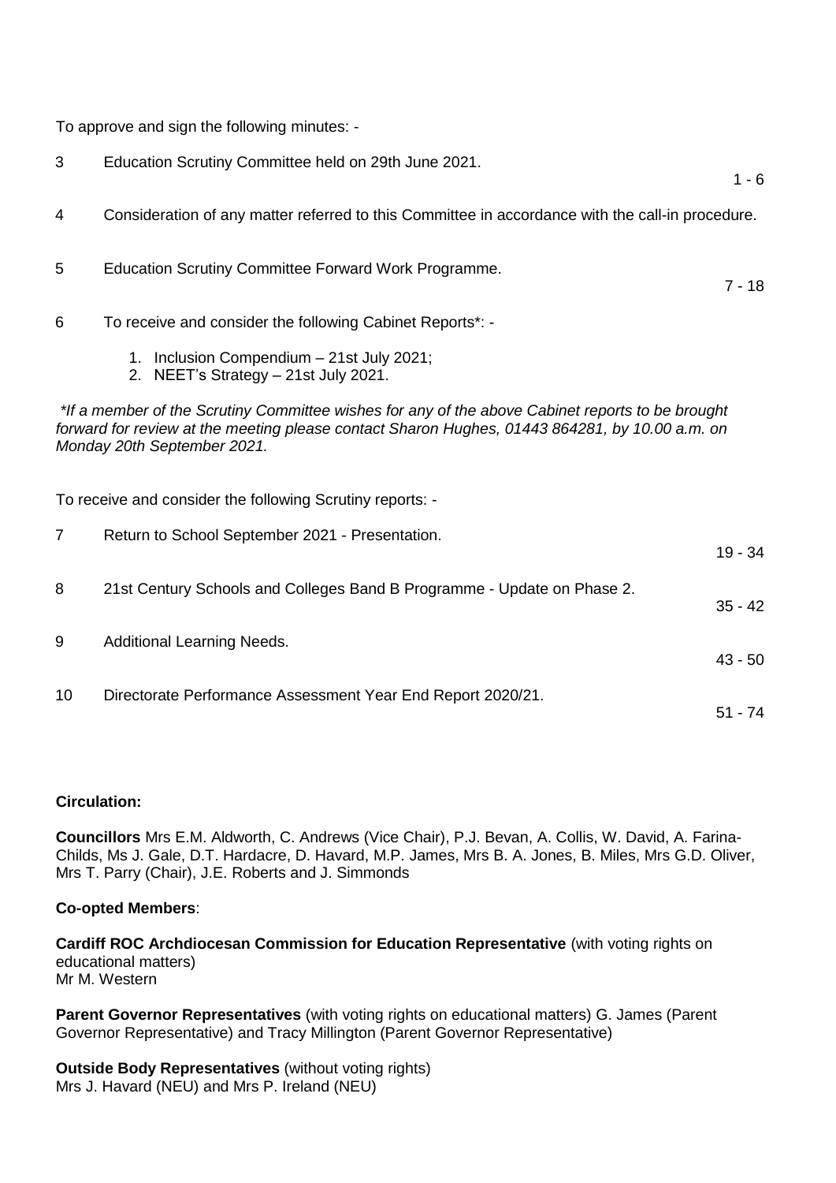To approve and sign the following minutes: -

| | | |
|---|---|---|
| 3 | Education Scrutiny Committee held on 29th June 2021. | 1 - 6 |
| 4 | Consideration of any matter referred to this Committee in accordance with the call-in procedure. | |
| 5 | Education Scrutiny Committee Forward Work Programme. | 7 - 18 |
| 6 | To receive and consider the following Cabinet Reports*: - | |

1. Inclusion Compendium – 21st July 2021;
2. NEET's Strategy – 21st July 2021.

*\*If a member of the Scrutiny Committee wishes for any of the above Cabinet reports to be brought forward for review at the meeting please contact Sharon Hughes, 01443 864281, by 10.00 a.m. on Monday 20th September 2021.*

To receive and consider the following Scrutiny reports: -

| | | |
|---|---|---|
| 7 | Return to School September 2021 - Presentation. | 19 - 34 |
| 8 | 21st Century Schools and Colleges Band B Programme - Update on Phase 2. | 35 - 42 |
| 9 | Additional Learning Needs. | 43 - 50 |
| 10 | Directorate Performance Assessment Year End Report 2020/21. | 51 - 74 |

**Circulation:**

**Councillors** Mrs E.M. Aldworth, C. Andrews (Vice Chair), P.J. Bevan, A. Collis, W. David, A. Farina-Childs, Ms J. Gale, D.T. Hardacre, D. Havard, M.P. James, Mrs B. A. Jones, B. Miles, Mrs G.D. Oliver, Mrs T. Parry (Chair), J.E. Roberts and J. Simmonds

**Co-opted Members**:

**Cardiff ROC Archdiocesan Commission for Education Representative** (with voting rights on educational matters)
Mr M. Western

**Parent Governor Representatives** (with voting rights on educational matters) G. James (Parent Governor Representative) and Tracy Millington (Parent Governor Representative)

**Outside Body Representatives** (without voting rights)
Mrs J. Havard (NEU) and Mrs P. Ireland (NEU)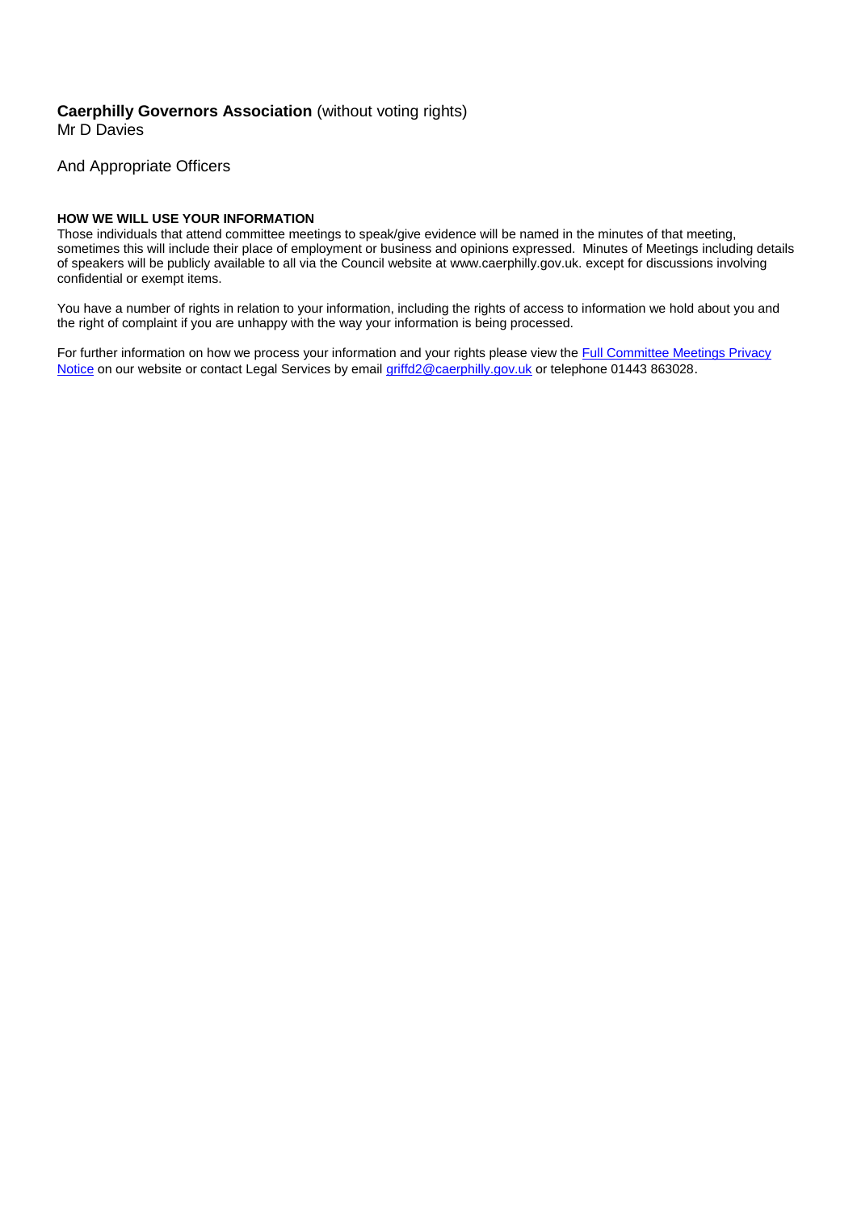**Caerphilly Governors Association** (without voting rights)
Mr D Davies

And Appropriate Officers

**HOW WE WILL USE YOUR INFORMATION**
Those individuals that attend committee meetings to speak/give evidence will be named in the minutes of that meeting, sometimes this will include their place of employment or business and opinions expressed. Minutes of Meetings including details of speakers will be publicly available to all via the Council website at www.caerphilly.gov.uk. except for discussions involving confidential or exempt items.

You have a number of rights in relation to your information, including the rights of access to information we hold about you and the right of complaint if you are unhappy with the way your information is being processed.

For further information on how we process your information and your rights please view the Full Committee Meetings Privacy Notice on our website or contact Legal Services by email griffd2@caerphilly.gov.uk or telephone 01443 863028.